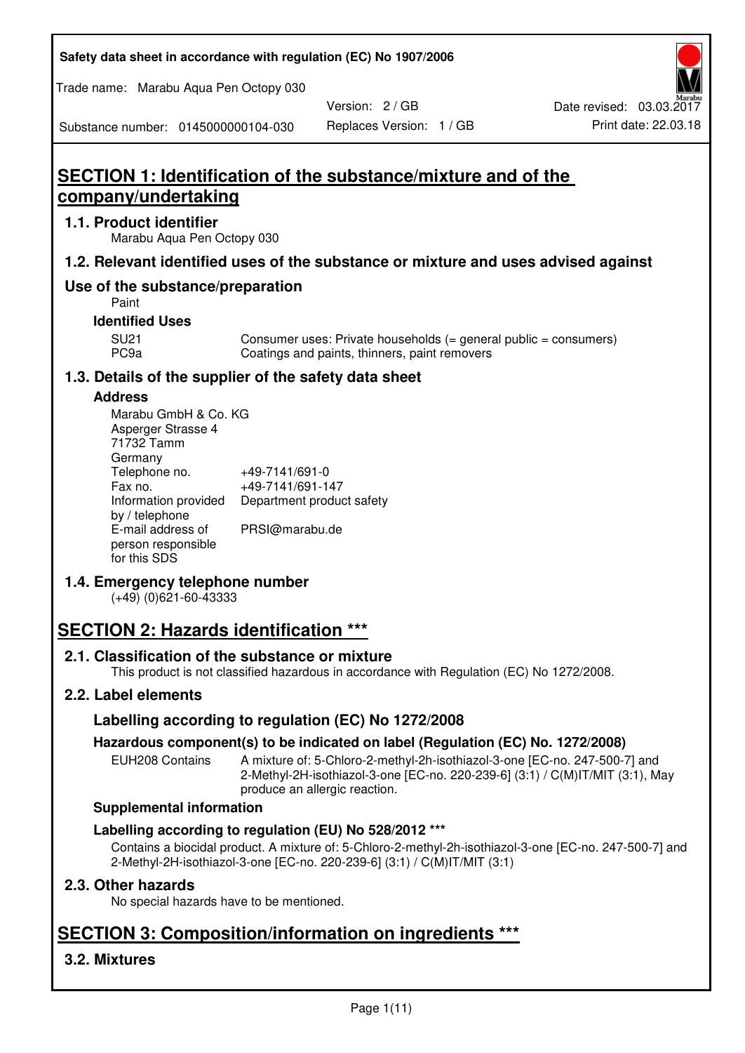Safety data sheet in accordance with regulation (EC) No 1907/2006

Trade name: Marabu Aqua Pen Octopy 030

Version: 2 / GB | Date revised: 03.03.2017

Substance number: 0145000000104-030 | Replaces Version: 1 / GB | Print date: 22.03.18

# SECTION 1: Identification of the substance/mixture and of the company/undertaking

## 1.1. Product identifier

Marabu Aqua Pen Octopy 030

## 1.2. Relevant identified uses of the substance or mixture and uses advised against

## Use of the substance/preparation

Paint

### Identified Uses

| | |
|---|---|
| SU21 | Consumer uses: Private households (= general public = consumers) |
| PC9a | Coatings and paints, thinners, paint removers |

## 1.3. Details of the supplier of the safety data sheet

### Address

Marabu GmbH & Co. KG
Asperger Strasse 4
71732 Tamm
Germany

| | |
|---|---|
| Telephone no. | +49-7141/691-0 |
| Fax no. | +49-7141/691-147 |
| Information provided by / telephone | Department product safety |
| E-mail address of person responsible for this SDS | PRSI@marabu.de |

## 1.4. Emergency telephone number

(+49) (0)621-60-43333

# SECTION 2: Hazards identification ***

## 2.1. Classification of the substance or mixture

This product is not classified hazardous in accordance with Regulation (EC) No 1272/2008.

## 2.2. Label elements

### Labelling according to regulation (EC) No 1272/2008

### Hazardous component(s) to be indicated on label (Regulation (EC) No. 1272/2008)

| | |
|---|---|
| EUH208 Contains | A mixture of: 5-Chloro-2-methyl-2h-isothiazol-3-one [EC-no. 247-500-7] and 2-Methyl-2H-isothiazol-3-one [EC-no. 220-239-6] (3:1) / C(M)IT/MIT (3:1), May produce an allergic reaction. |

### Supplemental information

### Labelling according to regulation (EU) No 528/2012 ***

Contains a biocidal product. A mixture of: 5-Chloro-2-methyl-2h-isothiazol-3-one [EC-no. 247-500-7] and 2-Methyl-2H-isothiazol-3-one [EC-no. 220-239-6] (3:1) / C(M)IT/MIT (3:1)

## 2.3. Other hazards

No special hazards have to be mentioned.

# SECTION 3: Composition/information on ingredients ***

## 3.2. Mixtures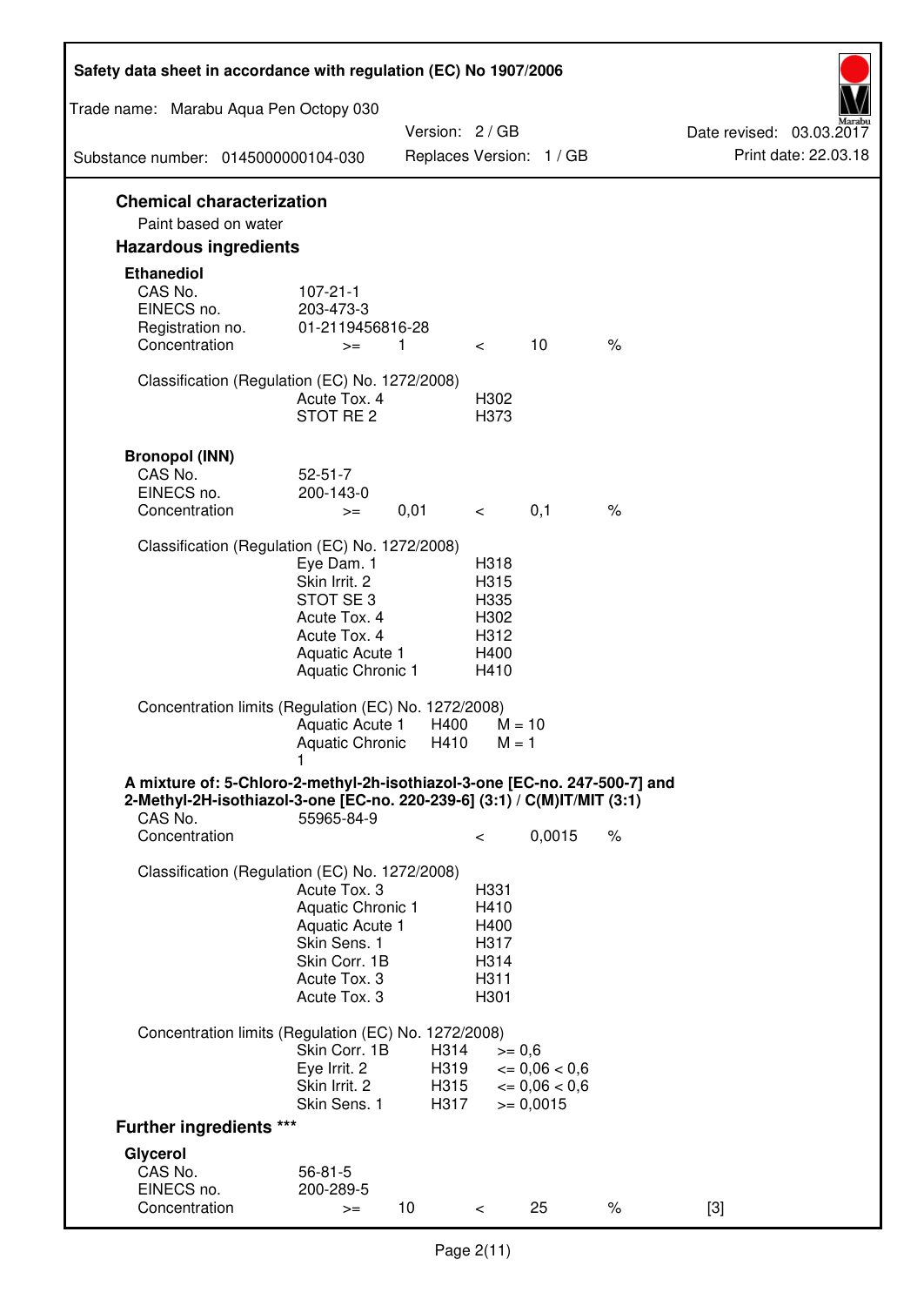## Chemical characterization

Paint based on water

## Hazardous ingredients

### Ethanediol

| | | | | | |
|---|---|---|---|---|---|
| CAS No. | 107-21-1 | | | | |
| EINECS no. | 203-473-3 | | | | |
| Registration no. | 01-2119456816-28 | | | | |
| Concentration | >= | 1 | < | 10 | % |

Classification (Regulation (EC) No. 1272/2008)

| | |
|---|---|
| Acute Tox. 4 | H302 |
| STOT RE 2 | H373 |

### Bronopol (INN)

| | | | | | |
|---|---|---|---|---|---|
| CAS No. | 52-51-7 | | | | |
| EINECS no. | 200-143-0 | | | | |
| Concentration | >= | 0,01 | < | 0,1 | % |

Classification (Regulation (EC) No. 1272/2008)

| | |
|---|---|
| Eye Dam. 1 | H318 |
| Skin Irrit. 2 | H315 |
| STOT SE 3 | H335 |
| Acute Tox. 4 | H302 |
| Acute Tox. 4 | H312 |
| Aquatic Acute 1 | H400 |
| Aquatic Chronic 1 | H410 |

Concentration limits (Regulation (EC) No. 1272/2008)

| | | |
|---|---|---|
| Aquatic Acute 1 | H400 | M = 10 |
| Aquatic Chronic 1 | H410 | M = 1 |

### A mixture of: 5-Chloro-2-methyl-2h-isothiazol-3-one [EC-no. 247-500-7] and 2-Methyl-2H-isothiazol-3-one [EC-no. 220-239-6] (3:1) / C(M)IT/MIT (3:1)

| | | | |
|---|---|---|---|
| CAS No. | 55965-84-9 | | |
| Concentration | < | 0,0015 | % |

Classification (Regulation (EC) No. 1272/2008)

| | |
|---|---|
| Acute Tox. 3 | H331 |
| Aquatic Chronic 1 | H410 |
| Aquatic Acute 1 | H400 |
| Skin Sens. 1 | H317 |
| Skin Corr. 1B | H314 |
| Acute Tox. 3 | H311 |
| Acute Tox. 3 | H301 |

Concentration limits (Regulation (EC) No. 1272/2008)

| | | |
|---|---|---|
| Skin Corr. 1B | H314 | >= 0,6 |
| Eye Irrit. 2 | H319 | <= 0,06 < 0,6 |
| Skin Irrit. 2 | H315 | <= 0,06 < 0,6 |
| Skin Sens. 1 | H317 | >= 0,0015 |

## Further ingredients ***

### Glycerol

| | | | | | | |
|---|---|---|---|---|---|---|
| CAS No. | 56-81-5 | | | | | |
| EINECS no. | 200-289-5 | | | | | |
| Concentration | >= | 10 | < | 25 | % | [3] |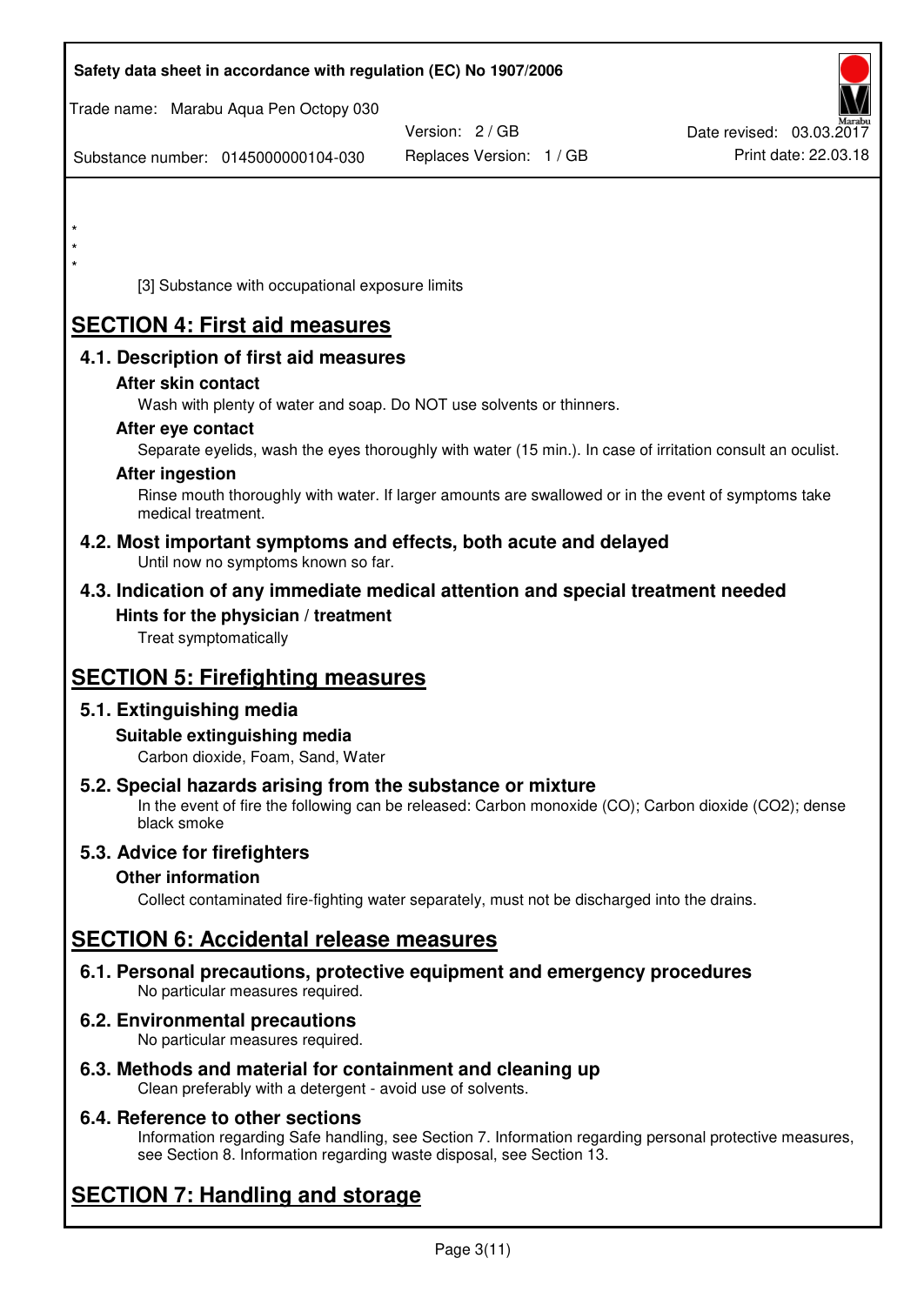\*
\*
\*

[3] Substance with occupational exposure limits

# SECTION 4: First aid measures

## 4.1. Description of first aid measures

### After skin contact

Wash with plenty of water and soap. Do NOT use solvents or thinners.

### After eye contact

Separate eyelids, wash the eyes thoroughly with water (15 min.). In case of irritation consult an oculist.

### After ingestion

Rinse mouth thoroughly with water. If larger amounts are swallowed or in the event of symptoms take medical treatment.

## 4.2. Most important symptoms and effects, both acute and delayed

Until now no symptoms known so far.

## 4.3. Indication of any immediate medical attention and special treatment needed

### Hints for the physician / treatment

Treat symptomatically

# SECTION 5: Firefighting measures

## 5.1. Extinguishing media

### Suitable extinguishing media

Carbon dioxide, Foam, Sand, Water

## 5.2. Special hazards arising from the substance or mixture

In the event of fire the following can be released: Carbon monoxide (CO); Carbon dioxide ($CO_2$); dense black smoke

## 5.3. Advice for firefighters

### Other information

Collect contaminated fire-fighting water separately, must not be discharged into the drains.

# SECTION 6: Accidental release measures

## 6.1. Personal precautions, protective equipment and emergency procedures

No particular measures required.

## 6.2. Environmental precautions

No particular measures required.

## 6.3. Methods and material for containment and cleaning up

Clean preferably with a detergent - avoid use of solvents.

## 6.4. Reference to other sections

Information regarding Safe handling, see Section 7. Information regarding personal protective measures, see Section 8. Information regarding waste disposal, see Section 13.

# SECTION 7: Handling and storage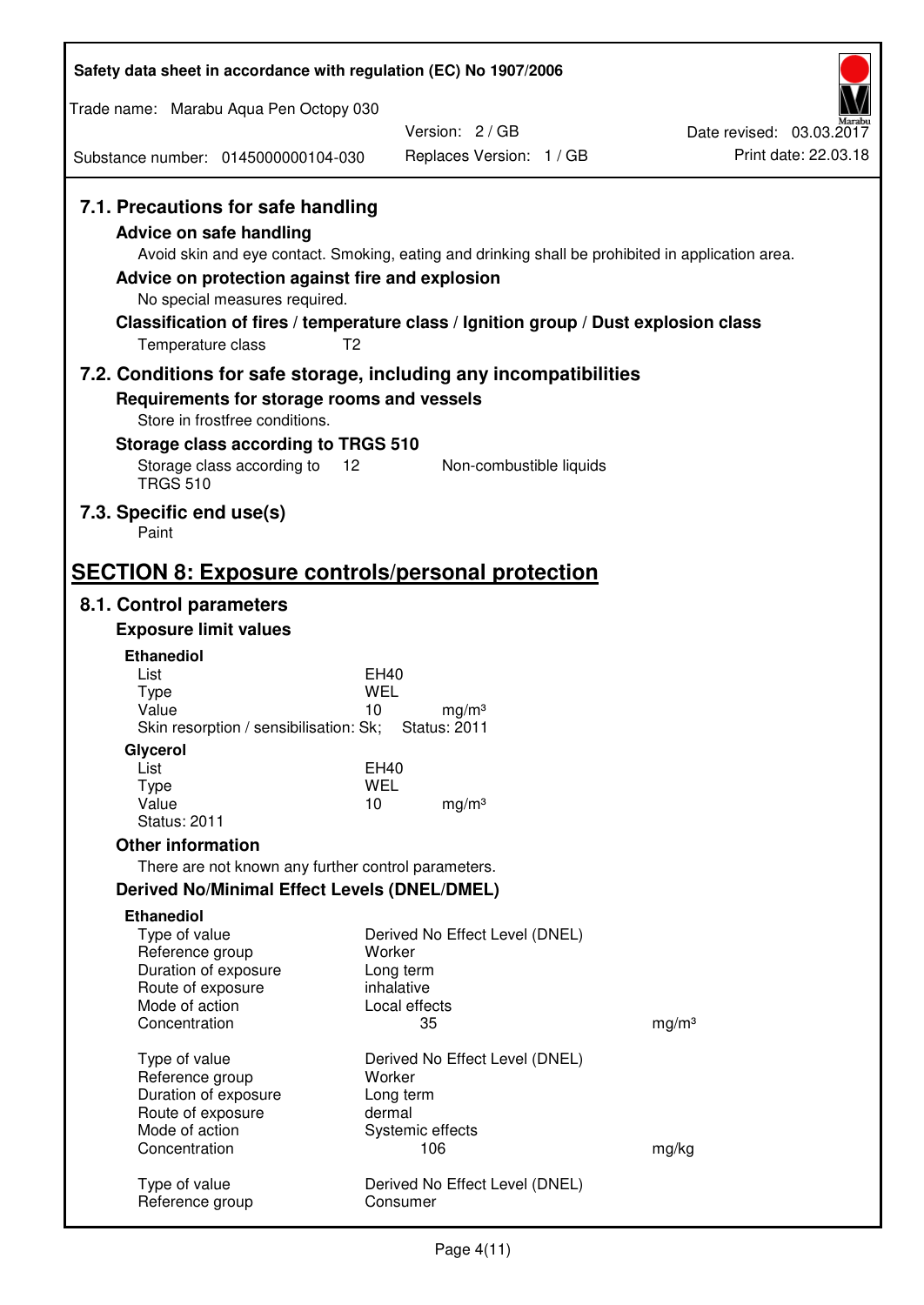### 7.1. Precautions for safe handling

**Advice on safe handling**

Avoid skin and eye contact. Smoking, eating and drinking shall be prohibited in application area.

**Advice on protection against fire and explosion**

No special measures required.

**Classification of fires / temperature class / Ignition group / Dust explosion class**

Temperature class T2

### 7.2. Conditions for safe storage, including any incompatibilities

**Requirements for storage rooms and vessels**

Store in frostfree conditions.

**Storage class according to TRGS 510**

| Storage class according to TRGS 510 | 12 | Non-combustible liquids |
|---|---|---|

### 7.3. Specific end use(s)

Paint

## SECTION 8: Exposure controls/personal protection

### 8.1. Control parameters

**Exposure limit values**

**Ethanediol**

| | | |
|---|---|---|
| List | EH40 | |
| Type | WEL | |
| Value | 10 | mg/m³ |

Skin resorption / sensibilisation: Sk; Status: 2011

**Glycerol**

| | | |
|---|---|---|
| List | EH40 | |
| Type | WEL | |
| Value | 10 | mg/m³ |

Status: 2011

**Other information**

There are not known any further control parameters.

**Derived No/Minimal Effect Levels (DNEL/DMEL)**

**Ethanediol**

| | | |
|---|---|---|
| Type of value | Derived No Effect Level (DNEL) | |
| Reference group | Worker | |
| Duration of exposure | Long term | |
| Route of exposure | inhalative | |
| Mode of action | Local effects | |
| Concentration | 35 | mg/m³ |

| | | |
|---|---|---|
| Type of value | Derived No Effect Level (DNEL) | |
| Reference group | Worker | |
| Duration of exposure | Long term | |
| Route of exposure | dermal | |
| Mode of action | Systemic effects | |
| Concentration | 106 | mg/kg |

| | |
|---|---|
| Type of value | Derived No Effect Level (DNEL) |
| Reference group | Consumer |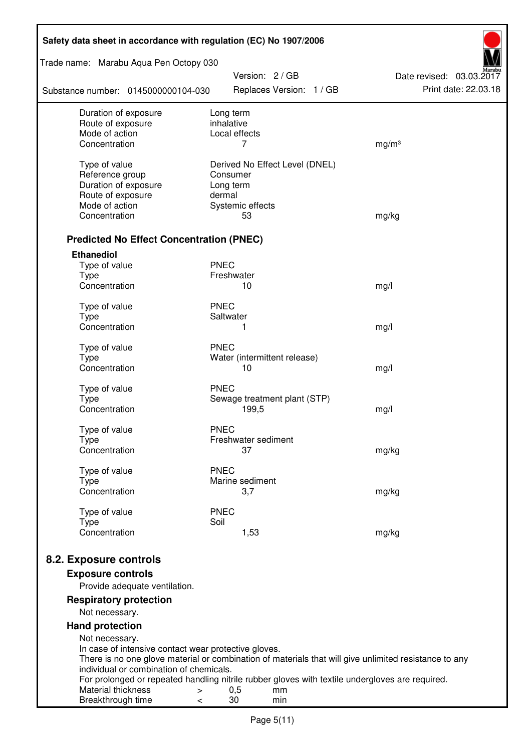| | | |
|---|---|---|
| Duration of exposure | Long term | |
| Route of exposure | inhalative | |
| Mode of action | Local effects | |
| Concentration | 7 | mg/m³ |
| | | |
| Type of value | Derived No Effect Level (DNEL) | |
| Reference group | Consumer | |
| Duration of exposure | Long term | |
| Route of exposure | dermal | |
| Mode of action | Systemic effects | |
| Concentration | 53 | mg/kg |

### Predicted No Effect Concentration (PNEC)

**Ethanediol**

| | | |
|---|---|---|
| Type of value | PNEC | |
| Type | Freshwater | |
| Concentration | 10 | mg/l |
| | | |
| Type of value | PNEC | |
| Type | Saltwater | |
| Concentration | 1 | mg/l |
| | | |
| Type of value | PNEC | |
| Type | Water (intermittent release) | |
| Concentration | 10 | mg/l |
| | | |
| Type of value | PNEC | |
| Type | Sewage treatment plant (STP) | |
| Concentration | 199,5 | mg/l |
| | | |
| Type of value | PNEC | |
| Type | Freshwater sediment | |
| Concentration | 37 | mg/kg |
| | | |
| Type of value | PNEC | |
| Type | Marine sediment | |
| Concentration | 3,7 | mg/kg |
| | | |
| Type of value | PNEC | |
| Type | Soil | |
| Concentration | 1,53 | mg/kg |

## 8.2. Exposure controls

### Exposure controls

Provide adequate ventilation.

### Respiratory protection

Not necessary.

### Hand protection

Not necessary.
In case of intensive contact wear protective gloves.
There is no one glove material or combination of materials that will give unlimited resistance to any individual or combination of chemicals.
For prolonged or repeated handling nitrile rubber gloves with textile undergloves are required.

| | | | |
|---|---|---|---|
| Material thickness | > | 0,5 | mm |
| Breakthrough time | < | 30 | min |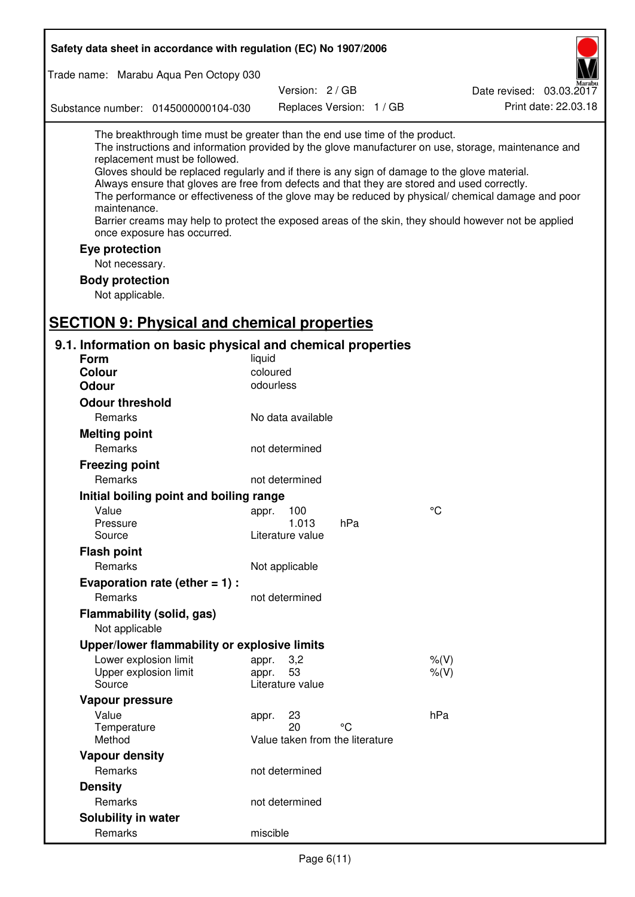The breakthrough time must be greater than the end use time of the product.
The instructions and information provided by the glove manufacturer on use, storage, maintenance and replacement must be followed.
Gloves should be replaced regularly and if there is any sign of damage to the glove material.
Always ensure that gloves are free from defects and that they are stored and used correctly.
The performance or effectiveness of the glove may be reduced by physical/ chemical damage and poor maintenance.
Barrier creams may help to protect the exposed areas of the skin, they should however not be applied once exposure has occurred.

**Eye protection**

Not necessary.

**Body protection**

Not applicable.

## SECTION 9: Physical and chemical properties

### 9.1. Information on basic physical and chemical properties

| | | | |
|---|---|---|---|
| **Form** | liquid | | |
| **Colour** | coloured | | |
| **Odour** | odourless | | |
| **Odour threshold** | | | |
| Remarks | No data available | | |
| **Melting point** | | | |
| Remarks | not determined | | |
| **Freezing point** | | | |
| Remarks | not determined | | |
| **Initial boiling point and boiling range** | | | |
| Value | appr. 100 | | °C |
| Pressure | 1.013 | hPa | |
| Source | Literature value | | |
| **Flash point** | | | |
| Remarks | Not applicable | | |
| **Evaporation rate (ether = 1) :** | | | |
| Remarks | not determined | | |
| **Flammability (solid, gas)** | | | |
| Not applicable | | | |
| **Upper/lower flammability or explosive limits** | | | |
| Lower explosion limit | appr. 3,2 | | %(V) |
| Upper explosion limit | appr. 53 | | %(V) |
| Source | Literature value | | |
| **Vapour pressure** | | | |
| Value | appr. 23 | | hPa |
| Temperature | 20 | °C | |
| Method | Value taken from the literature | | |
| **Vapour density** | | | |
| Remarks | not determined | | |
| **Density** | | | |
| Remarks | not determined | | |
| **Solubility in water** | | | |
| Remarks | miscible | | |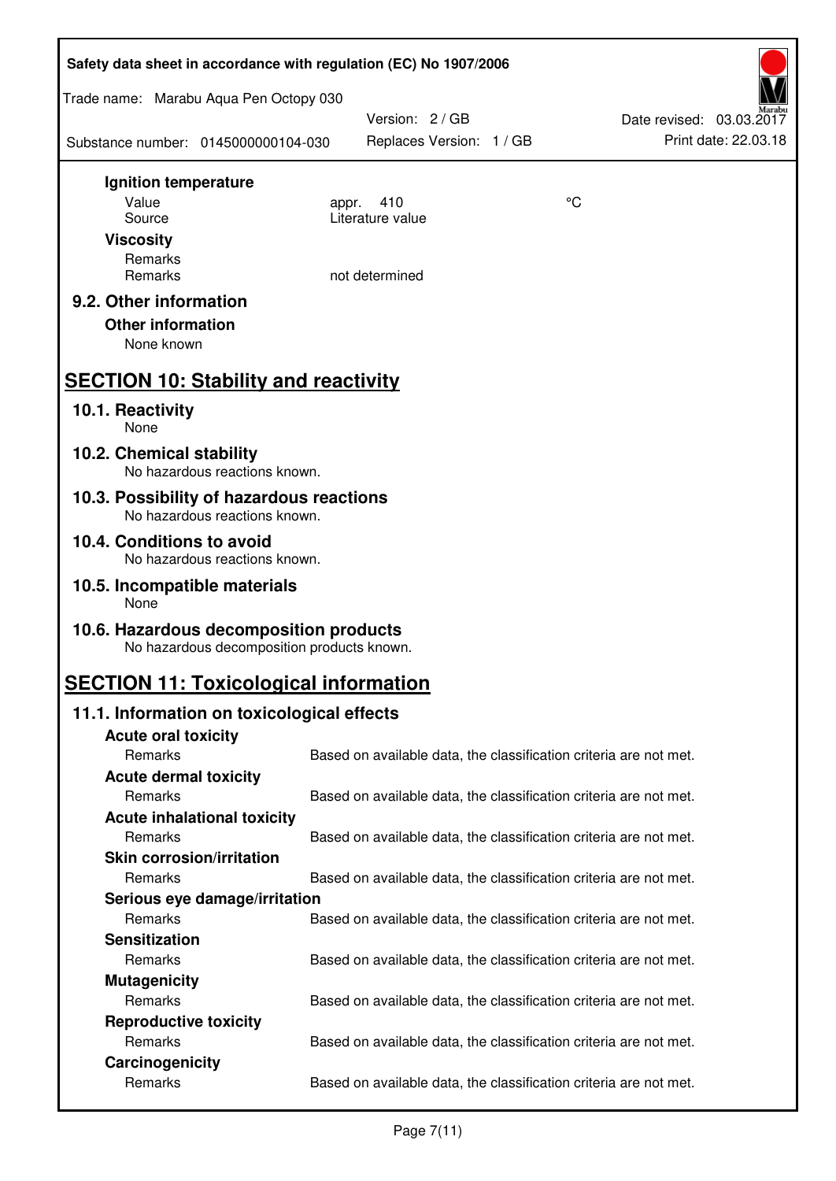**Ignition temperature**

| | | |
|---|---|---|
| Value | appr. 410 | °C |
| Source | Literature value | |

**Viscosity**

| | |
|---|---|
| Remarks | |
| Remarks | not determined |

### 9.2. Other information

**Other information**

None known

## SECTION 10: Stability and reactivity

### 10.1. Reactivity

None

### 10.2. Chemical stability

No hazardous reactions known.

### 10.3. Possibility of hazardous reactions

No hazardous reactions known.

### 10.4. Conditions to avoid

No hazardous reactions known.

### 10.5. Incompatible materials

None

### 10.6. Hazardous decomposition products

No hazardous decomposition products known.

## SECTION 11: Toxicological information

### 11.1. Information on toxicological effects

**Acute oral toxicity**

| | |
|---|---|
| Remarks | Based on available data, the classification criteria are not met. |

**Acute dermal toxicity**

| | |
|---|---|
| Remarks | Based on available data, the classification criteria are not met. |

**Acute inhalational toxicity**

| | |
|---|---|
| Remarks | Based on available data, the classification criteria are not met. |

**Skin corrosion/irritation**

| | |
|---|---|
| Remarks | Based on available data, the classification criteria are not met. |

**Serious eye damage/irritation**

| | |
|---|---|
| Remarks | Based on available data, the classification criteria are not met. |

**Sensitization**

| | |
|---|---|
| Remarks | Based on available data, the classification criteria are not met. |

**Mutagenicity**

| | |
|---|---|
| Remarks | Based on available data, the classification criteria are not met. |

**Reproductive toxicity**

| | |
|---|---|
| Remarks | Based on available data, the classification criteria are not met. |

**Carcinogenicity**

| | |
|---|---|
| Remarks | Based on available data, the classification criteria are not met. |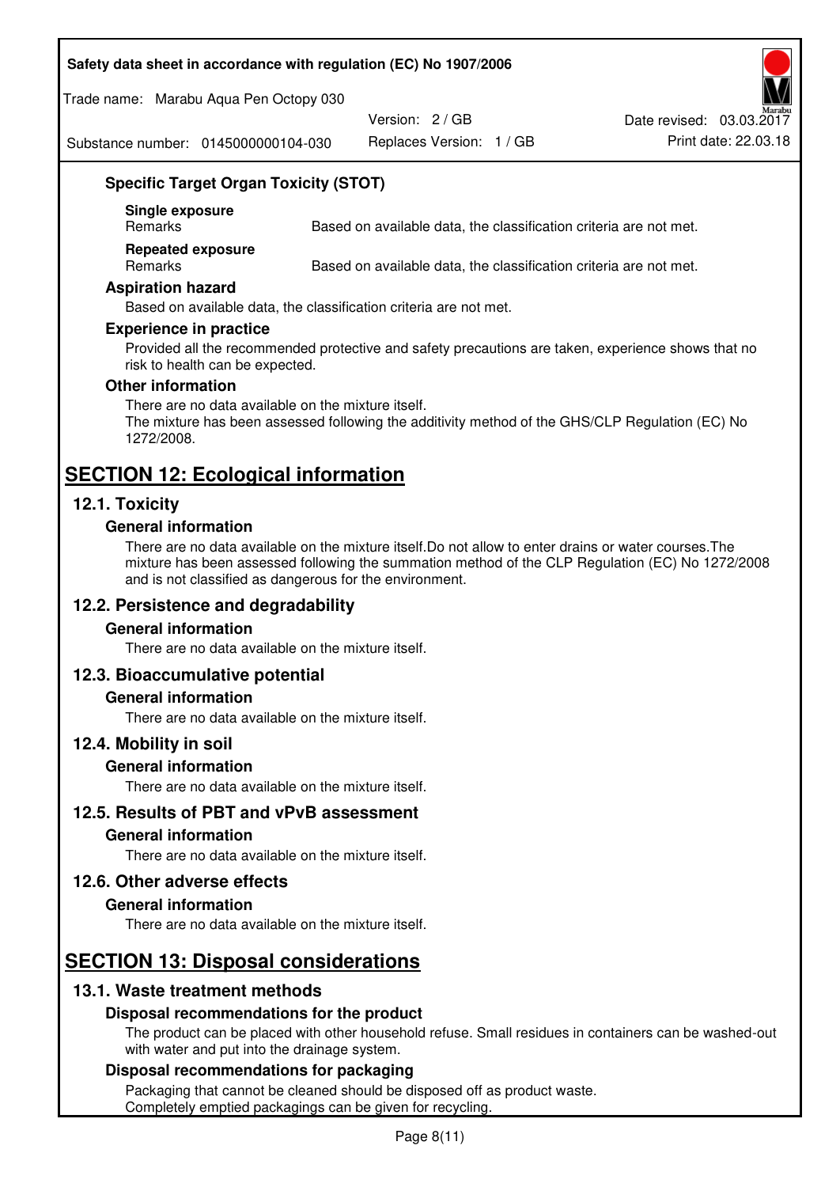### Specific Target Organ Toxicity (STOT)

**Single exposure**

| Remarks | Based on available data, the classification criteria are not met. |
| --- | --- |

**Repeated exposure**

| Remarks | Based on available data, the classification criteria are not met. |
| --- | --- |

### Aspiration hazard

Based on available data, the classification criteria are not met.

### Experience in practice

Provided all the recommended protective and safety precautions are taken, experience shows that no risk to health can be expected.

### Other information

There are no data available on the mixture itself.
The mixture has been assessed following the additivity method of the GHS/CLP Regulation (EC) No 1272/2008.

# SECTION 12: Ecological information

## 12.1. Toxicity

### General information

There are no data available on the mixture itself.Do not allow to enter drains or water courses.The mixture has been assessed following the summation method of the CLP Regulation (EC) No 1272/2008 and is not classified as dangerous for the environment.

## 12.2. Persistence and degradability

### General information

There are no data available on the mixture itself.

## 12.3. Bioaccumulative potential

### General information

There are no data available on the mixture itself.

## 12.4. Mobility in soil

### General information

There are no data available on the mixture itself.

## 12.5. Results of PBT and vPvB assessment

### General information

There are no data available on the mixture itself.

## 12.6. Other adverse effects

### General information

There are no data available on the mixture itself.

# SECTION 13: Disposal considerations

## 13.1. Waste treatment methods

### Disposal recommendations for the product

The product can be placed with other household refuse. Small residues in containers can be washed-out with water and put into the drainage system.

### Disposal recommendations for packaging

Packaging that cannot be cleaned should be disposed off as product waste.
Completely emptied packagings can be given for recycling.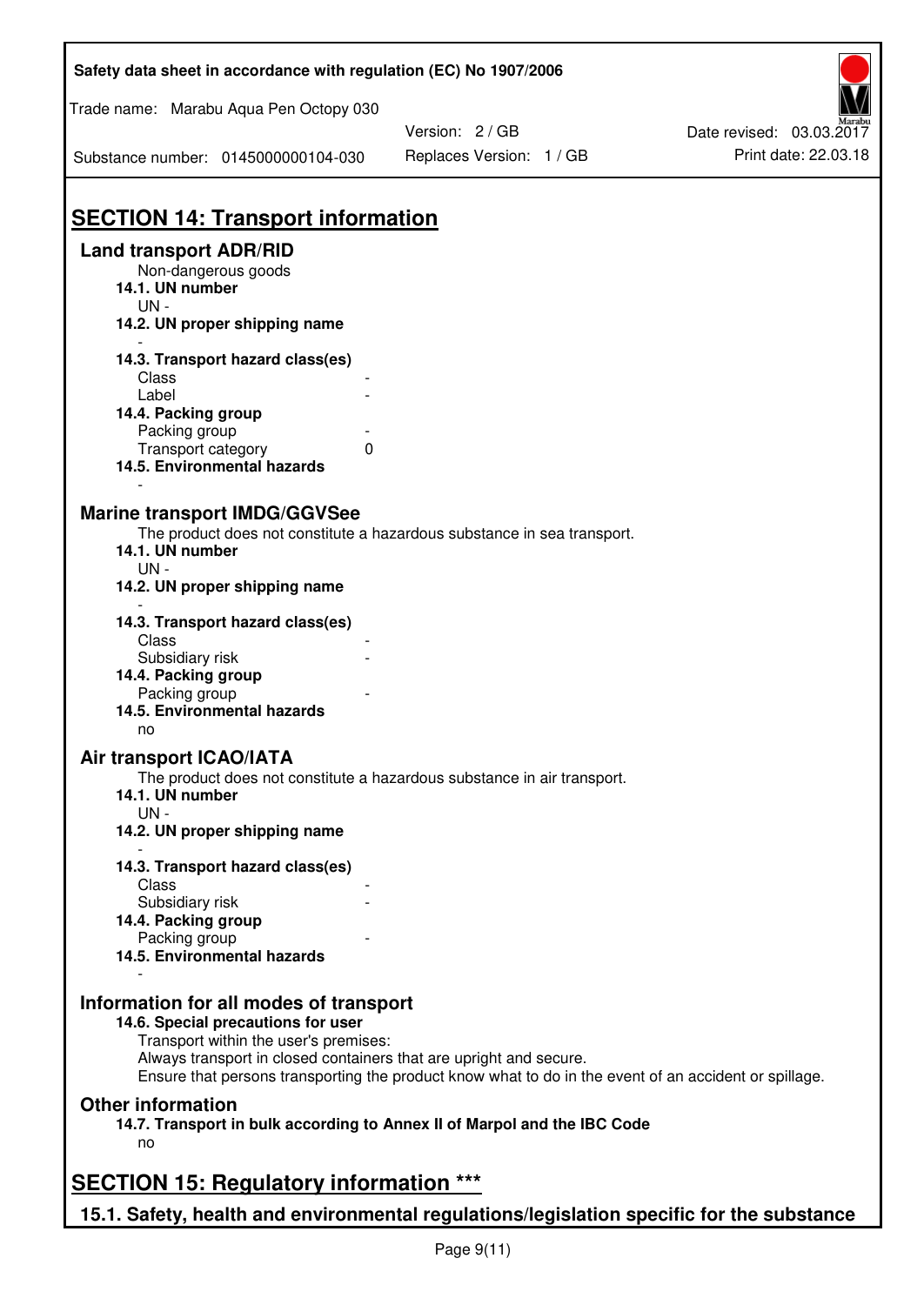# SECTION 14: Transport information

## Land transport ADR/RID

Non-dangerous goods

**14.1. UN number**

UN -

**14.2. UN proper shipping name**

-

**14.3. Transport hazard class(es)**

| | |
|---|---|
| Class | - |
| Label | - |

**14.4. Packing group**

| | |
|---|---|
| Packing group | - |
| Transport category | 0 |

**14.5. Environmental hazards**

-

## Marine transport IMDG/GGVSee

The product does not constitute a hazardous substance in sea transport.

**14.1. UN number**

UN -

**14.2. UN proper shipping name**

-

**14.3. Transport hazard class(es)**

| | |
|---|---|
| Class | - |
| Subsidiary risk | - |

**14.4. Packing group**

| | |
|---|---|
| Packing group | - |

**14.5. Environmental hazards**

no

## Air transport ICAO/IATA

The product does not constitute a hazardous substance in air transport.

**14.1. UN number**

UN -

**14.2. UN proper shipping name**

-

**14.3. Transport hazard class(es)**

| | |
|---|---|
| Class | - |
| Subsidiary risk | - |

**14.4. Packing group**

| | |
|---|---|
| Packing group | - |

**14.5. Environmental hazards**

-

## Information for all modes of transport

**14.6. Special precautions for user**

Transport within the user's premises:
Always transport in closed containers that are upright and secure.
Ensure that persons transporting the product know what to do in the event of an accident or spillage.

## Other information

**14.7. Transport in bulk according to Annex II of Marpol and the IBC Code**

no

# SECTION 15: Regulatory information ***

## 15.1. Safety, health and environmental regulations/legislation specific for the substance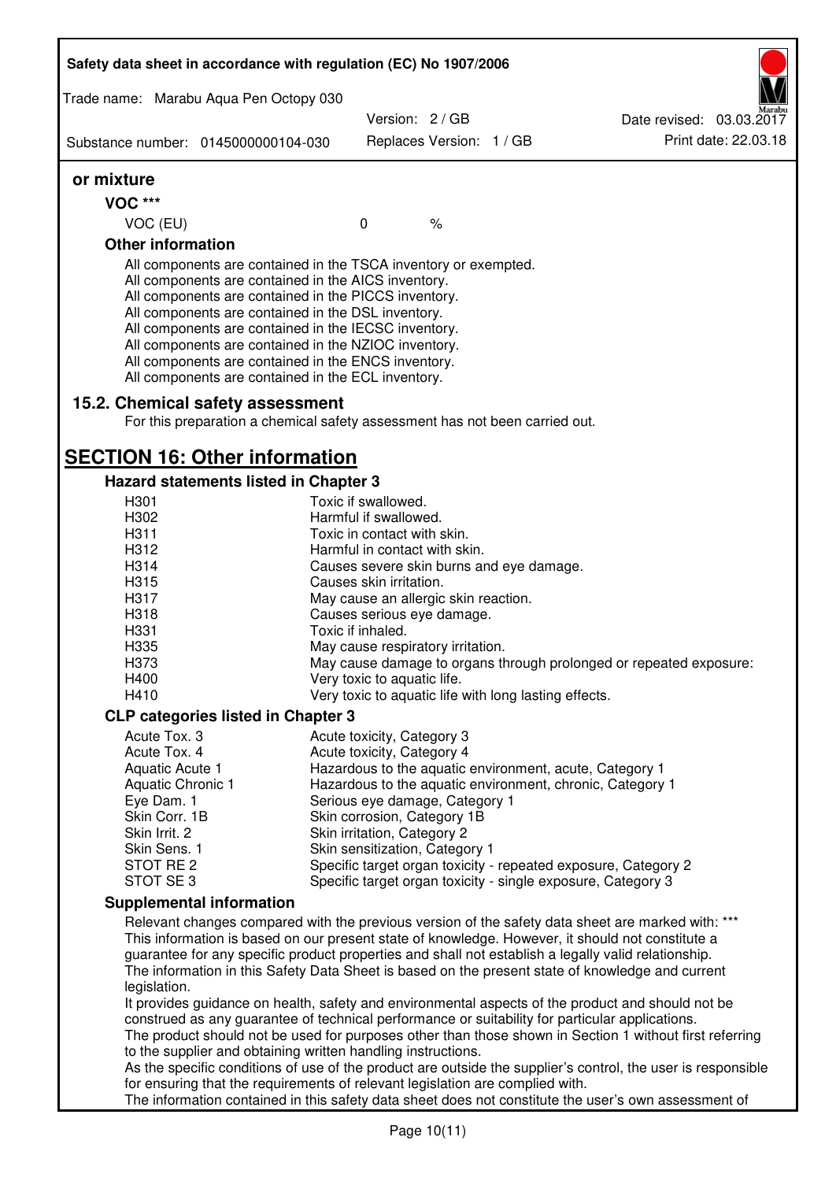**or mixture**

**VOC *****

| VOC (EU) | 0 | % |
|---|---|---|

**Other information**

All components are contained in the TSCA inventory or exempted.
All components are contained in the AICS inventory.
All components are contained in the PICCS inventory.
All components are contained in the DSL inventory.
All components are contained in the IECSC inventory.
All components are contained in the NZIOC inventory.
All components are contained in the ENCS inventory.
All components are contained in the ECL inventory.

## 15.2. Chemical safety assessment

For this preparation a chemical safety assessment has not been carried out.

# SECTION 16: Other information

### Hazard statements listed in Chapter 3

| | |
|---|---|
| H301 | Toxic if swallowed. |
| H302 | Harmful if swallowed. |
| H311 | Toxic in contact with skin. |
| H312 | Harmful in contact with skin. |
| H314 | Causes severe skin burns and eye damage. |
| H315 | Causes skin irritation. |
| H317 | May cause an allergic skin reaction. |
| H318 | Causes serious eye damage. |
| H331 | Toxic if inhaled. |
| H335 | May cause respiratory irritation. |
| H373 | May cause damage to organs through prolonged or repeated exposure: |
| H400 | Very toxic to aquatic life. |
| H410 | Very toxic to aquatic life with long lasting effects. |

### CLP categories listed in Chapter 3

| | |
|---|---|
| Acute Tox. 3 | Acute toxicity, Category 3 |
| Acute Tox. 4 | Acute toxicity, Category 4 |
| Aquatic Acute 1 | Hazardous to the aquatic environment, acute, Category 1 |
| Aquatic Chronic 1 | Hazardous to the aquatic environment, chronic, Category 1 |
| Eye Dam. 1 | Serious eye damage, Category 1 |
| Skin Corr. 1B | Skin corrosion, Category 1B |
| Skin Irrit. 2 | Skin irritation, Category 2 |
| Skin Sens. 1 | Skin sensitization, Category 1 |
| STOT RE 2 | Specific target organ toxicity - repeated exposure, Category 2 |
| STOT SE 3 | Specific target organ toxicity - single exposure, Category 3 |

### Supplemental information

Relevant changes compared with the previous version of the safety data sheet are marked with: ***
This information is based on our present state of knowledge. However, it should not constitute a guarantee for any specific product properties and shall not establish a legally valid relationship.
The information in this Safety Data Sheet is based on the present state of knowledge and current legislation.
It provides guidance on health, safety and environmental aspects of the product and should not be construed as any guarantee of technical performance or suitability for particular applications.
The product should not be used for purposes other than those shown in Section 1 without first referring to the supplier and obtaining written handling instructions.
As the specific conditions of use of the product are outside the supplier's control, the user is responsible for ensuring that the requirements of relevant legislation are complied with.
The information contained in this safety data sheet does not constitute the user's own assessment of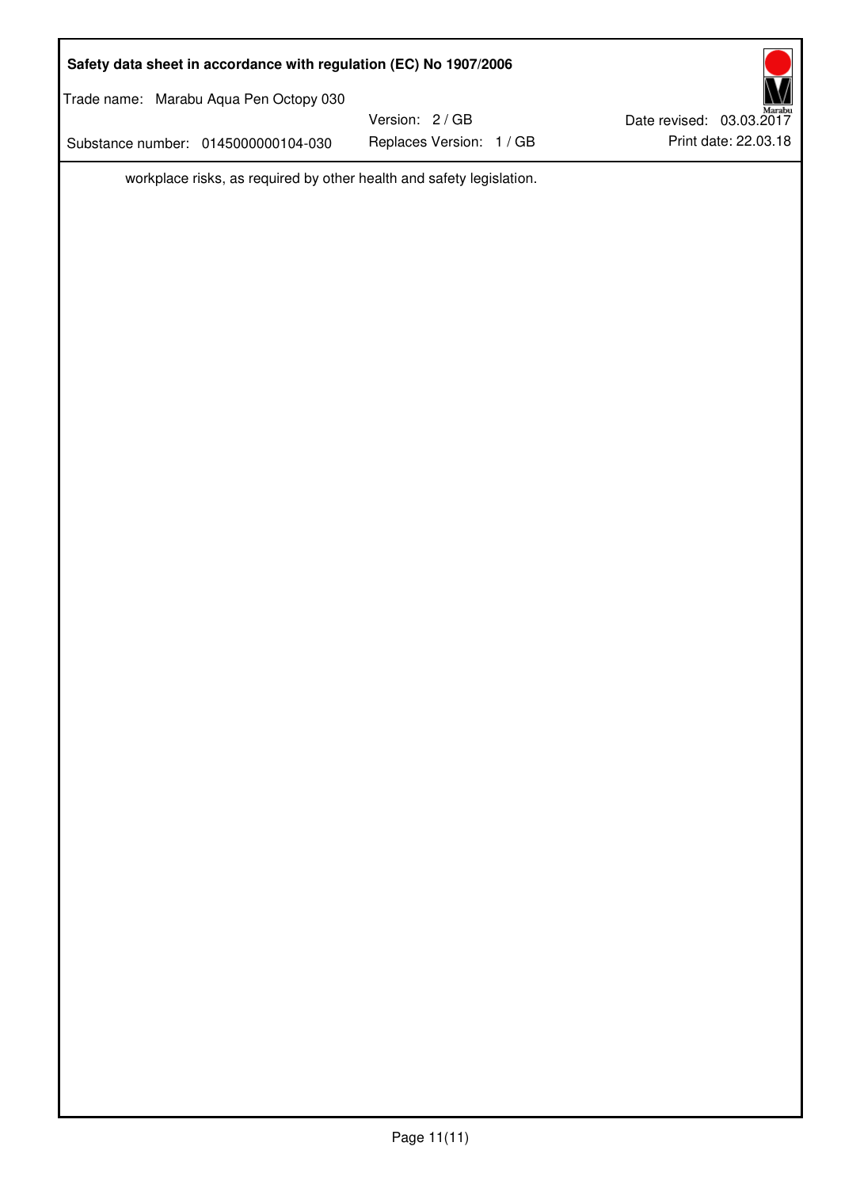workplace risks, as required by other health and safety legislation.